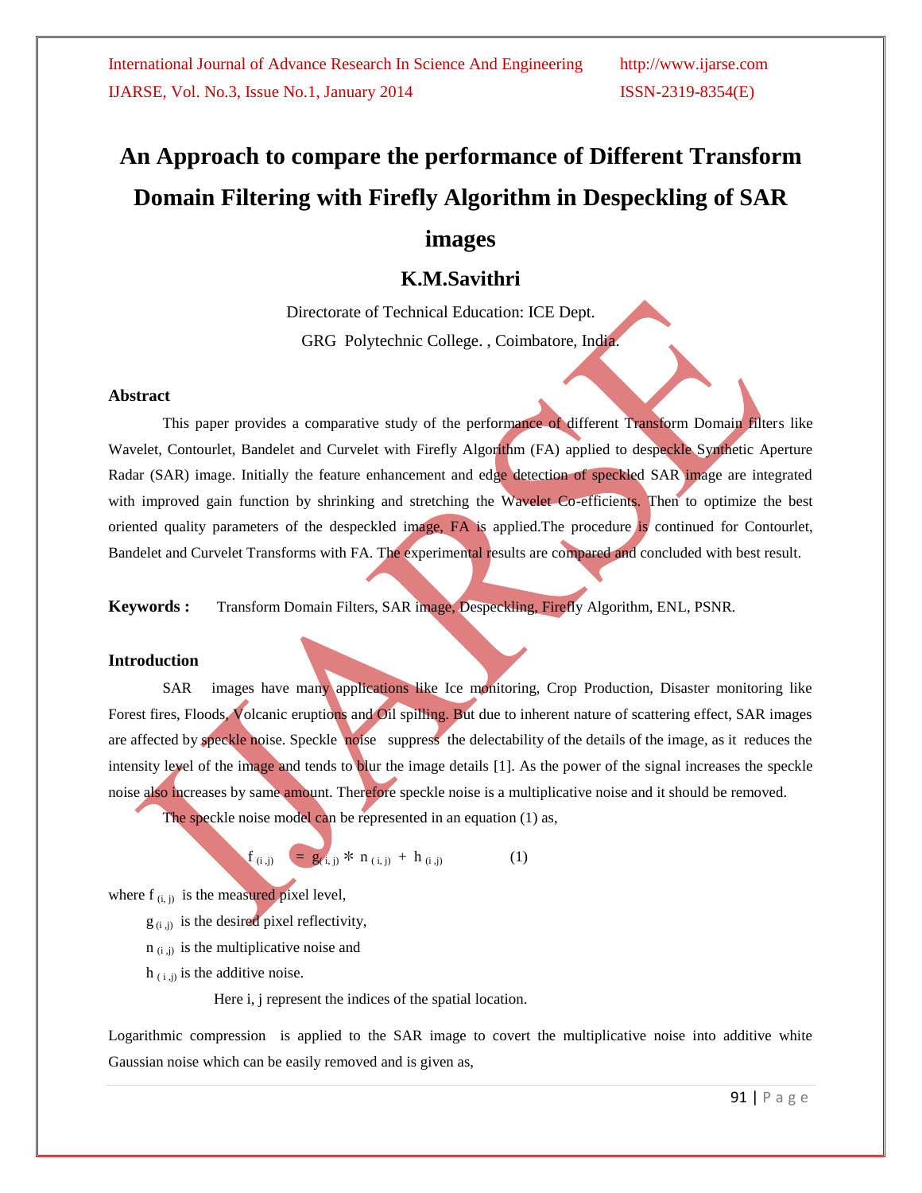# An Approach to compare the performance of Different Transform Domain Filtering with Firefly Algorithm in Despeckling of SAR images

## K.M.Savithri

Directorate of Technical Education: ICE Dept.

GRG Polytechnic College. , Coimbatore, India.

### Abstract

This paper provides a comparative study of the performance of different Transform Domain filters like Wavelet, Contourlet, Bandelet and Curvelet with Firefly Algorithm (FA) applied to despeckle Synthetic Aperture Radar (SAR) image. Initially the feature enhancement and edge detection of speckled SAR image are integrated with improved gain function by shrinking and stretching the Wavelet Co-efficients. Then to optimize the best oriented quality parameters of the despeckled image, FA is applied.The procedure is continued for Contourlet, Bandelet and Curvelet Transforms with FA. The experimental results are compared and concluded with best result.

**Keywords :** Transform Domain Filters, SAR image, Despeckling, Firefly Algorithm, ENL, PSNR.

### Introduction

SAR images have many applications like Ice monitoring, Crop Production, Disaster monitoring like Forest fires, Floods, Volcanic eruptions and Oil spilling. But due to inherent nature of scattering effect, SAR images are affected by speckle noise. Speckle noise suppress the delectability of the details of the image, as it reduces the intensity level of the image and tends to blur the image details [1]. As the power of the signal increases the speckle noise also increases by same amount. Therefore speckle noise is a multiplicative noise and it should be removed.

The speckle noise model can be represented in an equation (1) as,

$$f_{(i,j)} = g_{(i,j)} * n_{(i,j)} + h_{(i,j)} \qquad (1)$$

where $f_{(i,j)}$ is the measured pixel level,

$g_{(i,j)}$ is the desired pixel reflectivity,

$n_{(i,j)}$ is the multiplicative noise and

$h_{(i,j)}$ is the additive noise.

Here i, j represent the indices of the spatial location.

Logarithmic compression is applied to the SAR image to covert the multiplicative noise into additive white Gaussian noise which can be easily removed and is given as,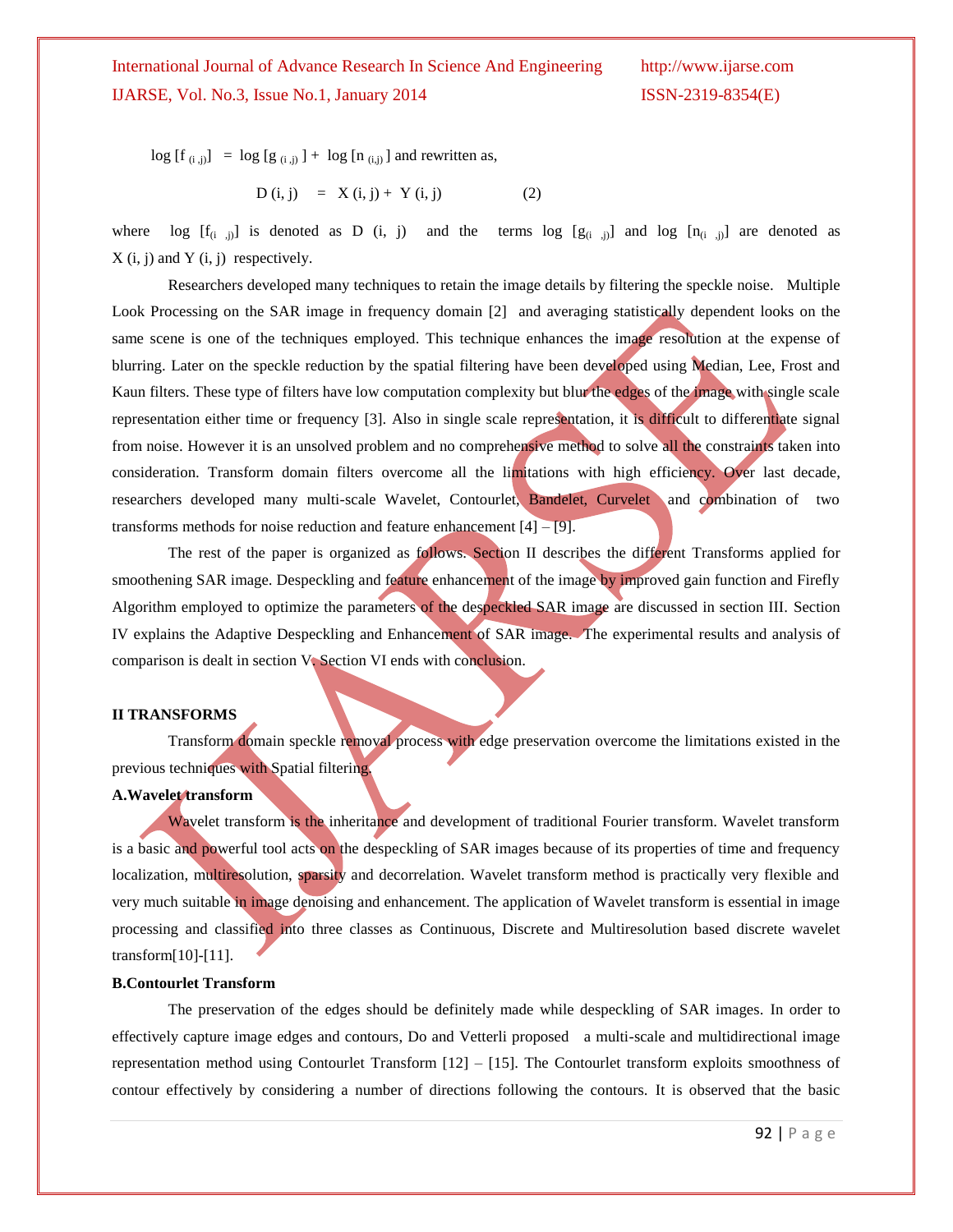$\log[f_{(i,j)}] = \log[g_{(i,j)}] + \log[n_{(i,j)}]$ and rewritten as,

$$D(i, j) = X(i, j) + Y(i, j) \quad (2)$$

where $\log[f_{(i,j)}]$ is denoted as $D(i, j)$ and the terms $\log[g_{(i,j)}]$ and $\log[n_{(i,j)}]$ are denoted as $X(i, j)$ and $Y(i, j)$ respectively.

Researchers developed many techniques to retain the image details by filtering the speckle noise. Multiple Look Processing on the SAR image in frequency domain [2] and averaging statistically dependent looks on the same scene is one of the techniques employed. This technique enhances the image resolution at the expense of blurring. Later on the speckle reduction by the spatial filtering have been developed using Median, Lee, Frost and Kaun filters. These type of filters have low computation complexity but blur the edges of the image with single scale representation either time or frequency [3]. Also in single scale representation, it is difficult to differentiate signal from noise. However it is an unsolved problem and no comprehensive method to solve all the constraints taken into consideration. Transform domain filters overcome all the limitations with high efficiency. Over last decade, researchers developed many multi-scale Wavelet, Contourlet, Bandelet, Curvelet and combination of two transforms methods for noise reduction and feature enhancement [4] – [9].

The rest of the paper is organized as follows. Section II describes the different Transforms applied for smoothening SAR image. Despeckling and feature enhancement of the image by improved gain function and Firefly Algorithm employed to optimize the parameters of the despeckled SAR image are discussed in section III. Section IV explains the Adaptive Despeckling and Enhancement of SAR image. The experimental results and analysis of comparison is dealt in section V. Section VI ends with conclusion.

## II TRANSFORMS

Transform domain speckle removal process with edge preservation overcome the limitations existed in the previous techniques with Spatial filtering.

### A.Wavelet transform

Wavelet transform is the inheritance and development of traditional Fourier transform. Wavelet transform is a basic and powerful tool acts on the despeckling of SAR images because of its properties of time and frequency localization, multiresolution, sparsity and decorrelation. Wavelet transform method is practically very flexible and very much suitable in image denoising and enhancement. The application of Wavelet transform is essential in image processing and classified into three classes as Continuous, Discrete and Multiresolution based discrete wavelet transform[10]-[11].

### B.Contourlet Transform

The preservation of the edges should be definitely made while despeckling of SAR images. In order to effectively capture image edges and contours, Do and Vetterli proposed a multi-scale and multidirectional image representation method using Contourlet Transform [12] – [15]. The Contourlet transform exploits smoothness of contour effectively by considering a number of directions following the contours. It is observed that the basic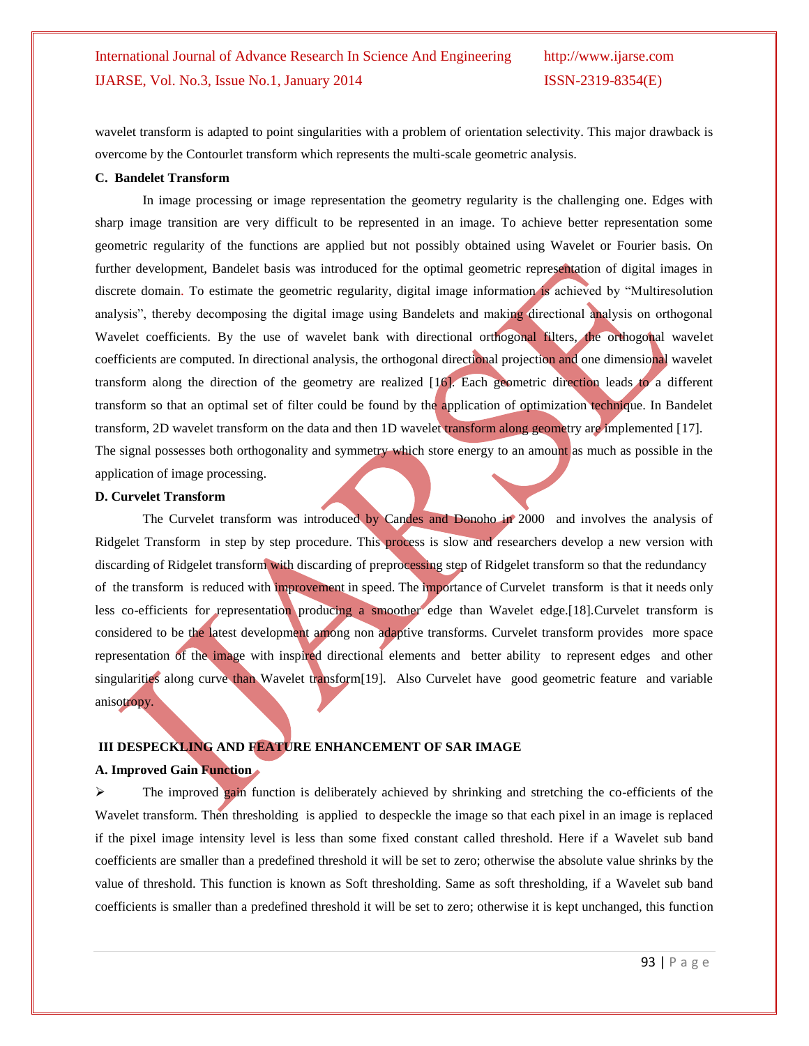wavelet transform is adapted to point singularities with a problem of orientation selectivity. This major drawback is overcome by the Contourlet transform which represents the multi-scale geometric analysis.

**C. Bandelet Transform**

In image processing or image representation the geometry regularity is the challenging one. Edges with sharp image transition are very difficult to be represented in an image. To achieve better representation some geometric regularity of the functions are applied but not possibly obtained using Wavelet or Fourier basis. On further development, Bandelet basis was introduced for the optimal geometric representation of digital images in discrete domain. To estimate the geometric regularity, digital image information is achieved by "Multiresolution analysis", thereby decomposing the digital image using Bandelets and making directional analysis on orthogonal Wavelet coefficients. By the use of wavelet bank with directional orthogonal filters, the orthogonal wavelet coefficients are computed. In directional analysis, the orthogonal directional projection and one dimensional wavelet transform along the direction of the geometry are realized [16]. Each geometric direction leads to a different transform so that an optimal set of filter could be found by the application of optimization technique. In Bandelet transform, 2D wavelet transform on the data and then 1D wavelet transform along geometry are implemented [17]. The signal possesses both orthogonality and symmetry which store energy to an amount as much as possible in the application of image processing.

**D. Curvelet Transform**

The Curvelet transform was introduced by Candes and Donoho in 2000 and involves the analysis of Ridgelet Transform in step by step procedure. This process is slow and researchers develop a new version with discarding of Ridgelet transform with discarding of preprocessing step of Ridgelet transform so that the redundancy of the transform is reduced with improvement in speed. The importance of Curvelet transform is that it needs only less co-efficients for representation producing a smoother edge than Wavelet edge.[18].Curvelet transform is considered to be the latest development among non adaptive transforms. Curvelet transform provides more space representation of the image with inspired directional elements and better ability to represent edges and other singularities along curve than Wavelet transform[19]. Also Curvelet have good geometric feature and variable anisotropy.

## III DESPECKLING AND FEATURE ENHANCEMENT OF SAR IMAGE

**A. Improved Gain Function**

- The improved gain function is deliberately achieved by shrinking and stretching the co-efficients of the Wavelet transform. Then thresholding is applied to despeckle the image so that each pixel in an image is replaced if the pixel image intensity level is less than some fixed constant called threshold. Here if a Wavelet sub band coefficients are smaller than a predefined threshold it will be set to zero; otherwise the absolute value shrinks by the value of threshold. This function is known as Soft thresholding. Same as soft thresholding, if a Wavelet sub band coefficients is smaller than a predefined threshold it will be set to zero; otherwise it is kept unchanged, this function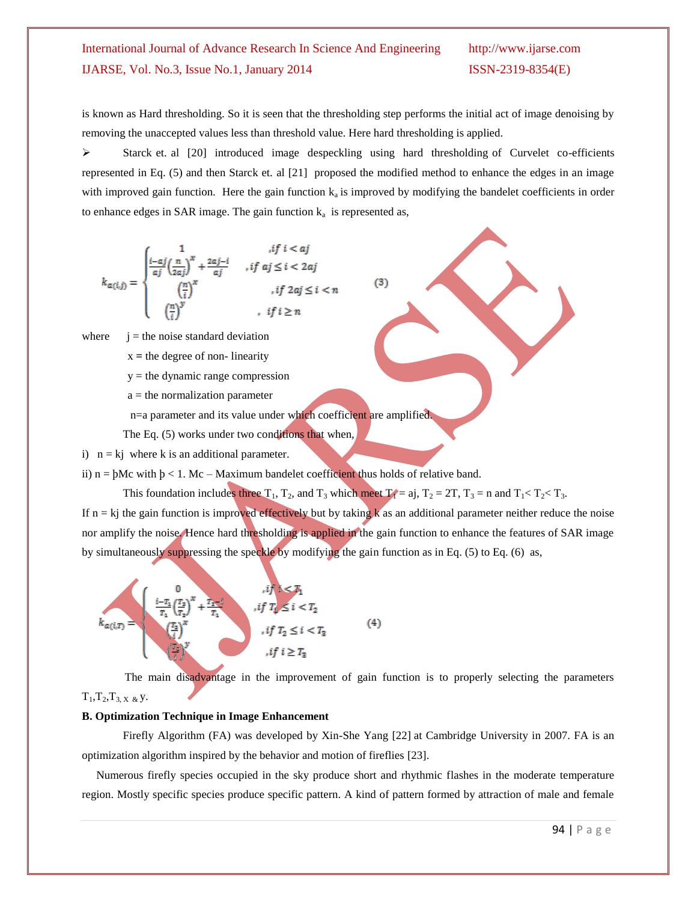is known as Hard thresholding. So it is seen that the thresholding step performs the initial act of image denoising by removing the unaccepted values less than threshold value. Here hard thresholding is applied.

- Starck et. al [20] introduced image despeckling using hard thresholding of Curvelet co-efficients represented in Eq. (5) and then Starck et. al [21] proposed the modified method to enhance the edges in an image with improved gain function. Here the gain function $k_a$ is improved by modifying the bandelet coefficients in order to enhance edges in SAR image. The gain function $k_a$ is represented as,

$$k_{a(i,j)} = \begin{cases} 1 & ,if\ i < aj \\ \frac{i-aj}{aj}\left(\frac{n}{2aj}\right)^x + \frac{2aj-i}{aj} & ,if\ aj \le i < 2aj \\ \left(\frac{n}{i}\right)^x & ,if\ 2aj \le i < n \\ \left(\frac{n}{i}\right)^y & ,\ if\ i \ge n \end{cases} \qquad (3)$$

where j = the noise standard deviation

x = the degree of non- linearity

y = the dynamic range compression

a = the normalization parameter

n=a parameter and its value under which coefficient are amplified.

The Eq. (5) works under two conditions that when,

i) $n = kj$ where k is an additional parameter.

ii) $n = þMc$ with $þ < 1$. Mc – Maximum bandelet coefficient thus holds of relative band.

This foundation includes three $T_1$, $T_2$, and $T_3$ which meet $T_1 = aj$, $T_2 = 2T$, $T_3 = n$ and $T_1 < T_2 < T_3$.

If $n = kj$ the gain function is improved effectively but by taking k as an additional parameter neither reduce the noise nor amplify the noise. Hence hard thresholding is applied in the gain function to enhance the features of SAR image by simultaneously suppressing the speckle by modifying the gain function as in Eq. (5) to Eq. (6) as,

$$k_{a(i,T)} = \begin{cases} 0 & ,if\ i < T_1 \\ \frac{i-T_1}{T_1}\left(\frac{T_3}{T_2}\right)^x + \frac{T_2-i}{T_1} & ,if\ T_1 \le i < T_2 \\ \left(\frac{T_3}{i}\right)^x & ,if\ T_2 \le i < T_3 \\ \left(\frac{T_3}{i}\right)^y & ,if\ i \ge T_3 \end{cases} \qquad (4)$$

The main disadvantage in the improvement of gain function is to properly selecting the parameters $T_1, T_2, T_3$, x & y.

**B. Optimization Technique in Image Enhancement**

Firefly Algorithm (FA) was developed by Xin-She Yang [22] at Cambridge University in 2007. FA is an optimization algorithm inspired by the behavior and motion of fireflies [23].

Numerous firefly species occupied in the sky produce short and rhythmic flashes in the moderate temperature region. Mostly specific species produce specific pattern. A kind of pattern formed by attraction of male and female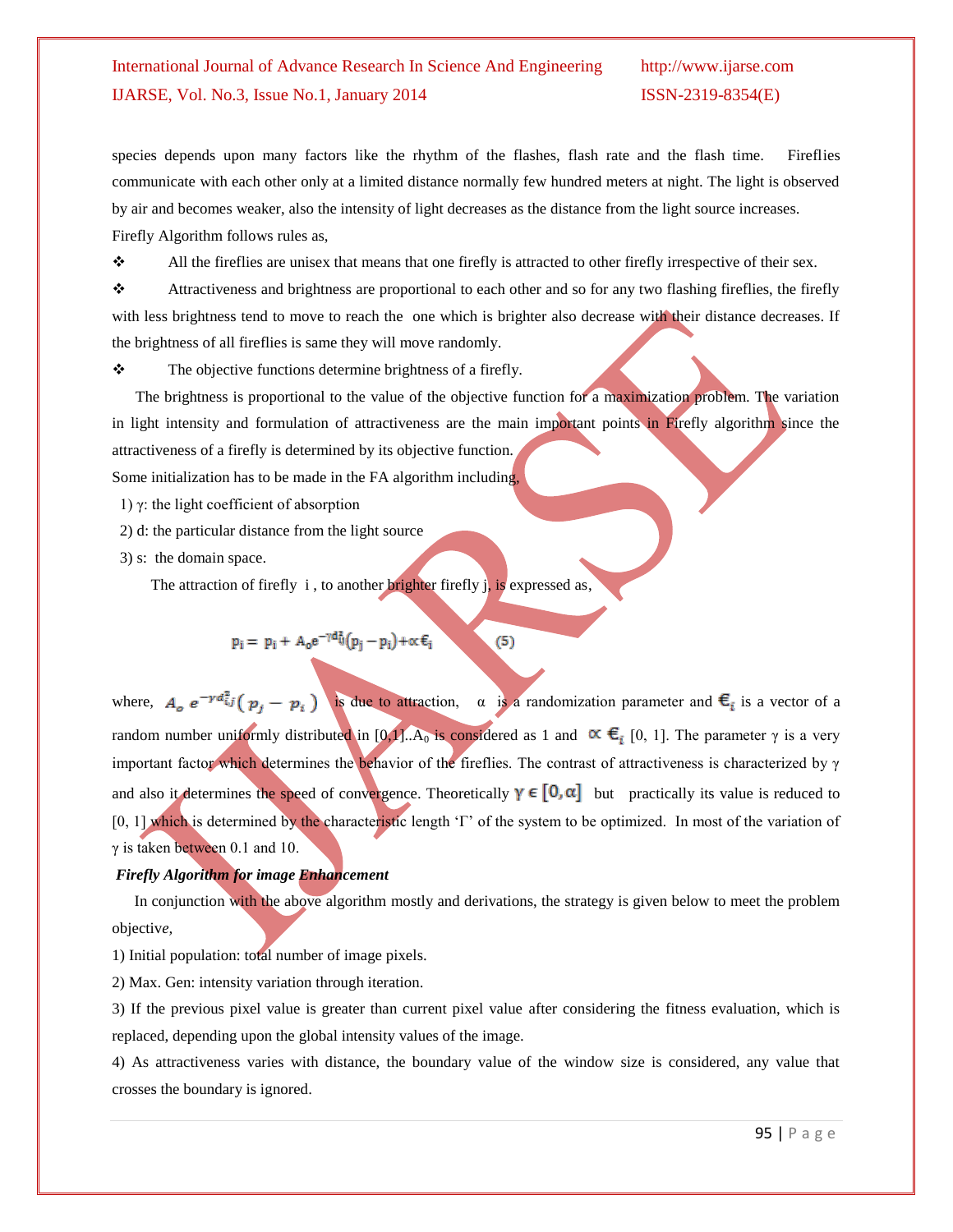species depends upon many factors like the rhythm of the flashes, flash rate and the flash time. Fireflies communicate with each other only at a limited distance normally few hundred meters at night. The light is observed by air and becomes weaker, also the intensity of light decreases as the distance from the light source increases.

Firefly Algorithm follows rules as,

- All the fireflies are unisex that means that one firefly is attracted to other firefly irrespective of their sex.
- Attractiveness and brightness are proportional to each other and so for any two flashing fireflies, the firefly with less brightness tend to move to reach the one which is brighter also decrease with their distance decreases. If the brightness of all fireflies is same they will move randomly.
- The objective functions determine brightness of a firefly.

The brightness is proportional to the value of the objective function for a maximization problem. The variation in light intensity and formulation of attractiveness are the main important points in Firefly algorithm since the attractiveness of a firefly is determined by its objective function.

Some initialization has to be made in the FA algorithm including,

1) γ: the light coefficient of absorption
2) d: the particular distance from the light source
3) s: the domain space.

The attraction of firefly i , to another brighter firefly j, is expressed as,

$$p_i = p_i + A_o e^{-\gamma d_{ij}^2}(p_j - p_i) + \alpha \epsilon_i \qquad (5)$$

where, $A_o \, e^{-\gamma d_{ij}^2}(p_j - p_i)$ is due to attraction, α is a randomization parameter and $\epsilon_i$ is a vector of a random number uniformly distributed in [0,1]..$A_0$ is considered as 1 and $\alpha \, \epsilon_i$ [0, 1]. The parameter γ is a very important factor which determines the behavior of the fireflies. The contrast of attractiveness is characterized by γ and also it determines the speed of convergence. Theoretically $\gamma \in [0, \alpha]$ but practically its value is reduced to [0, 1] which is determined by the characteristic length 'Γ' of the system to be optimized. In most of the variation of γ is taken between 0.1 and 10.

***Firefly Algorithm for image Enhancement***

In conjunction with the above algorithm mostly and derivations, the strategy is given below to meet the problem objective*,*

1) Initial population: total number of image pixels.

2) Max. Gen: intensity variation through iteration.

3) If the previous pixel value is greater than current pixel value after considering the fitness evaluation, which is replaced, depending upon the global intensity values of the image.

4) As attractiveness varies with distance, the boundary value of the window size is considered, any value that crosses the boundary is ignored.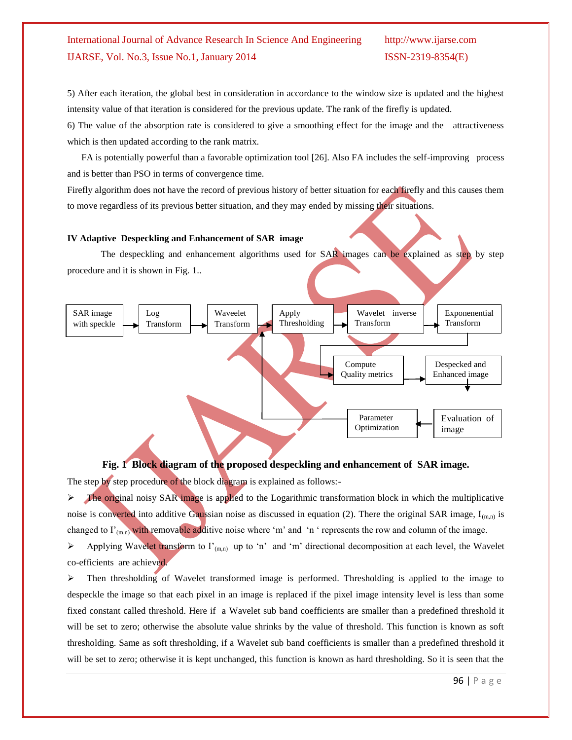5) After each iteration, the global best in consideration in accordance to the window size is updated and the highest intensity value of that iteration is considered for the previous update. The rank of the firefly is updated.

6) The value of the absorption rate is considered to give a smoothing effect for the image and the attractiveness which is then updated according to the rank matrix.

FA is potentially powerful than a favorable optimization tool [26]. Also FA includes the self-improving process and is better than PSO in terms of convergence time.

Firefly algorithm does not have the record of previous history of better situation for each firefly and this causes them to move regardless of its previous better situation, and they may ended by missing their situations.

### IV Adaptive Despeckling and Enhancement of SAR image

The despeckling and enhancement algorithms used for SAR images can be explained as step by step procedure and it is shown in Fig. 1..

SAR image with speckle → Log Transform → Waveelet Transform → Apply Thresholding → Wavelet inverse Transform → Exponenential Transform → Compute Quality metrics → Despecked and Enhanced image → Evaluation of image → Parameter Optimization → Apply Thresholding

**Fig. 1 Block diagram of the proposed despeckling and enhancement of SAR image.**

The step by step procedure of the block diagram is explained as follows:-

- The original noisy SAR image is applied to the Logarithmic transformation block in which the multiplicative noise is converted into additive Gaussian noise as discussed in equation (2). There the original SAR image, $I_{(m,n)}$ is changed to $I'_{(m,n)}$ with removable additive noise where 'm' and 'n ' represents the row and column of the image.
- Applying Wavelet transform to $I'_{(m,n)}$ up to 'n' and 'm' directional decomposition at each level, the Wavelet co-efficients are achieved.
- Then thresholding of Wavelet transformed image is performed. Thresholding is applied to the image to despeckle the image so that each pixel in an image is replaced if the pixel image intensity level is less than some fixed constant called threshold. Here if a Wavelet sub band coefficients are smaller than a predefined threshold it will be set to zero; otherwise the absolute value shrinks by the value of threshold. This function is known as soft thresholding. Same as soft thresholding, if a Wavelet sub band coefficients is smaller than a predefined threshold it will be set to zero; otherwise it is kept unchanged, this function is known as hard thresholding. So it is seen that the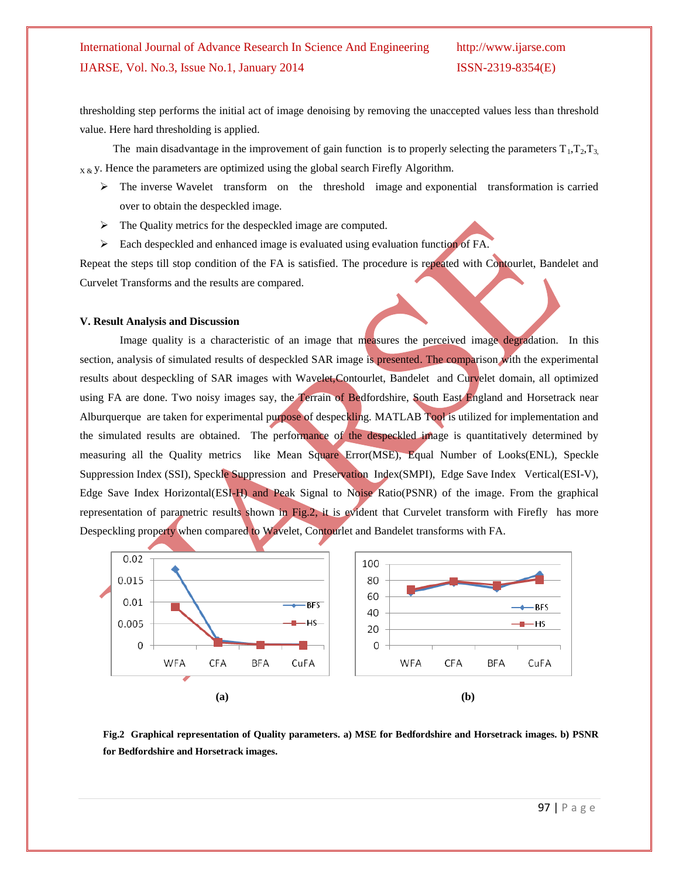thresholding step performs the initial act of image denoising by removing the unaccepted values less than threshold value. Here hard thresholding is applied.

The main disadvantage in the improvement of gain function is to properly selecting the parameters $T_1$,$T_2$,$T_3$, $_{x\,\&}$ y. Hence the parameters are optimized using the global search Firefly Algorithm.

- The inverse Wavelet transform on the threshold image and exponential transformation is carried over to obtain the despeckled image.
- The Quality metrics for the despeckled image are computed.
- Each despeckled and enhanced image is evaluated using evaluation function of FA.

Repeat the steps till stop condition of the FA is satisfied. The procedure is repeated with Contourlet, Bandelet and Curvelet Transforms and the results are compared.

### V. Result Analysis and Discussion

Image quality is a characteristic of an image that measures the perceived image degradation. In this section, analysis of simulated results of despeckled SAR image is presented. The comparison with the experimental results about despeckling of SAR images with Wavelet,Contourlet, Bandelet and Curvelet domain, all optimized using FA are done. Two noisy images say, the Terrain of Bedfordshire, South East England and Horsetrack near Alburquerque are taken for experimental purpose of despeckling. MATLAB Tool is utilized for implementation and the simulated results are obtained. The performance of the despeckled image is quantitatively determined by measuring all the Quality metrics like Mean Square Error(MSE), Equal Number of Looks(ENL), Speckle Suppression Index (SSI), Speckle Suppression and Preservation Index(SMPI), Edge Save Index Vertical(ESI-V), Edge Save Index Horizontal(ESI-H) and Peak Signal to Noise Ratio(PSNR) of the image. From the graphical representation of parametric results shown in Fig.2, it is evident that Curvelet transform with Firefly has more Despeckling property when compared to Wavelet, Contourlet and Bandelet transforms with FA.

(a) (b)

**Fig.2 Graphical representation of Quality parameters. a) MSE for Bedfordshire and Horsetrack images. b) PSNR for Bedfordshire and Horsetrack images.**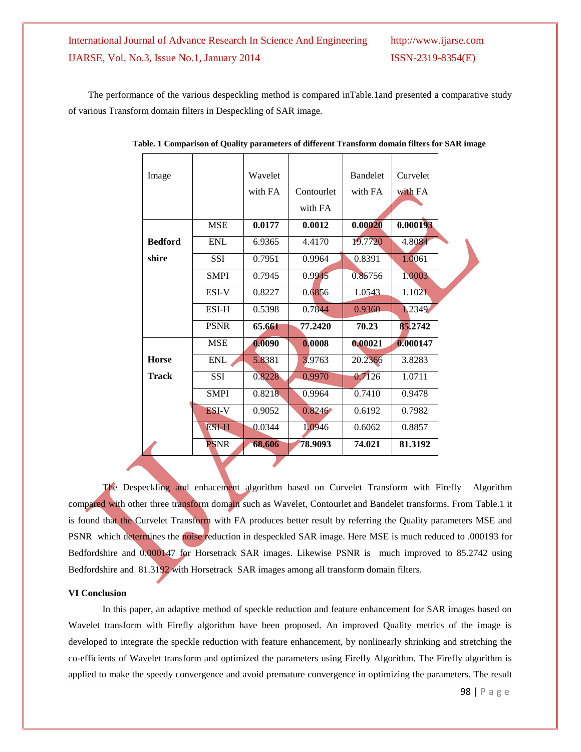The performance of the various despeckling method is compared inTable.1and presented a comparative study of various Transform domain filters in Despeckling of SAR image.

**Table. 1 Comparison of Quality parameters of different Transform domain filters for SAR image**

| Image | | Wavelet with FA | Contourlet with FA | Bandelet with FA | Curvelet with FA |
|---|---|---|---|---|---|
| **Bedford shire** | MSE | **0.0177** | **0.0012** | **0.00020** | **0.000193** |
| | ENL | 6.9365 | 4.4170 | 19.7720 | 4.8084 |
| | SSI | 0.7951 | 0.9964 | 0.8391 | 1.0061 |
| | SMPI | 0.7945 | 0.9945 | 0.85756 | 1.0003 |
| | ESI-V | 0.8227 | 0.6856 | 1.0543 | 1.1021 |
| | ESI-H | 0.5398 | 0.7844 | 0.9360 | 1.2349 |
| | PSNR | **65.661** | **77.2420** | **70.23** | **85.2742** |
| **Horse Track** | MSE | **0.0090** | **0.0008** | **0.00021** | **0.000147** |
| | ENL | 5.8381 | 3.9763 | 20.2366 | 3.8283 |
| | SSI | 0.8228 | 0.9970 | 0.7126 | 1.0711 |
| | SMPI | 0.8218 | 0.9964 | 0.7410 | 0.9478 |
| | ESI-V | 0.9052 | 0.8246 | 0.6192 | 0.7982 |
| | ESI-H | 0.0344 | 1.0946 | 0.6062 | 0.8857 |
| | PSNR | **68.606** | **78.9093** | **74.021** | **81.3192** |

The Despeckling and enhacement algorithm based on Curvelet Transform with Firefly Algorithm compared with other three transform domain such as Wavelet, Contourlet and Bandelet transforms. From Table.1 it is found that the Curvelet Transform with FA produces better result by referring the Quality parameters MSE and PSNR which determines the noise reduction in despeckled SAR image. Here MSE is much reduced to .000193 for Bedfordshire and 0.000147 for Horsetrack SAR images. Likewise PSNR is much improved to 85.2742 using Bedfordshire and 81.3192 with Horsetrack SAR images among all transform domain filters.

## VI Conclusion

In this paper, an adaptive method of speckle reduction and feature enhancement for SAR images based on Wavelet transform with Firefly algorithm have been proposed. An improved Quality metrics of the image is developed to integrate the speckle reduction with feature enhancement, by nonlinearly shrinking and stretching the co-efficients of Wavelet transform and optimized the parameters using Firefly Algorithm. The Firefly algorithm is applied to make the speedy convergence and avoid premature convergence in optimizing the parameters. The result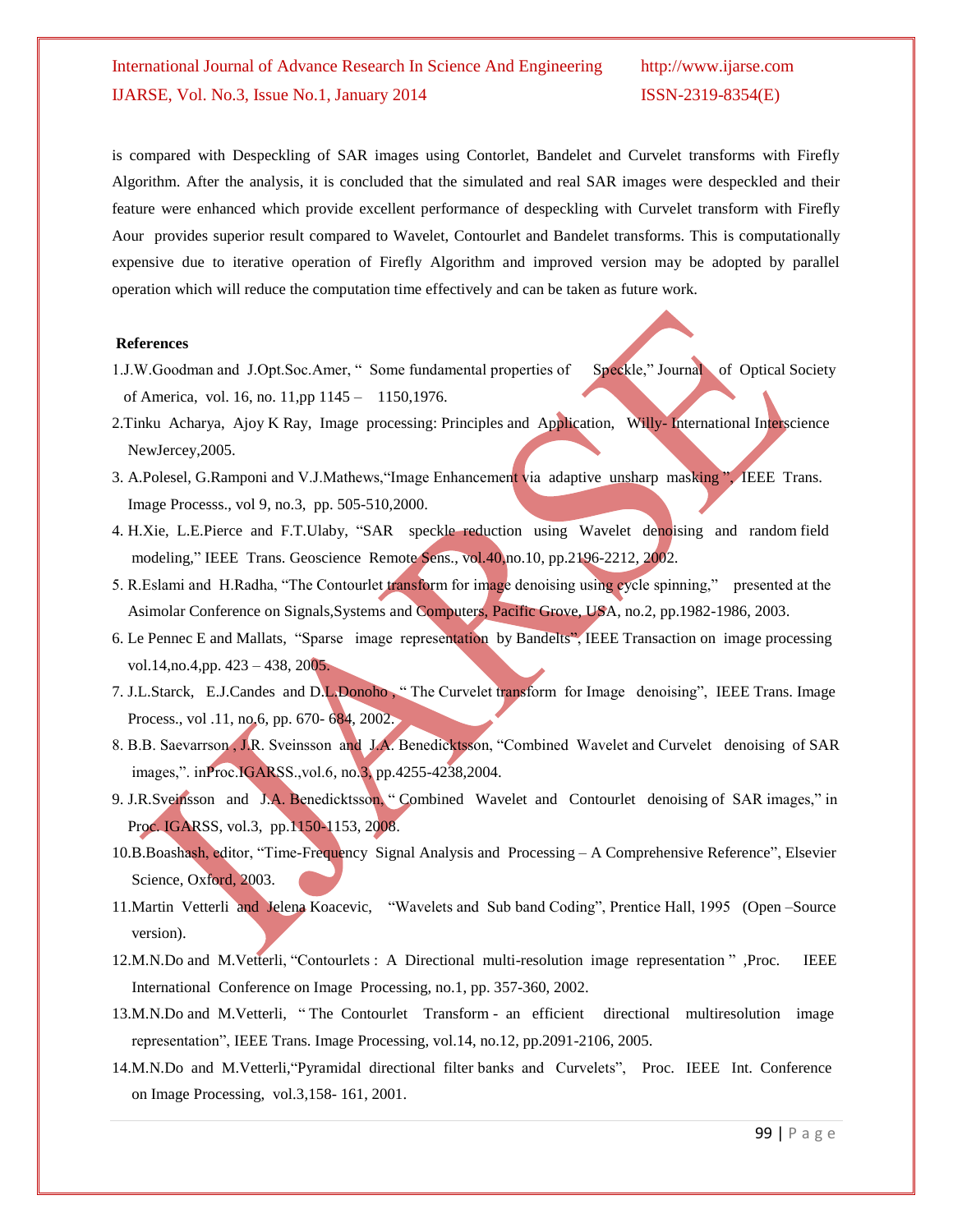is compared with Despeckling of SAR images using Contorlet, Bandelet and Curvelet transforms with Firefly Algorithm. After the analysis, it is concluded that the simulated and real SAR images were despeckled and their feature were enhanced which provide excellent performance of despeckling with Curvelet transform with Firefly Aour provides superior result compared to Wavelet, Contourlet and Bandelet transforms. This is computationally expensive due to iterative operation of Firefly Algorithm and improved version may be adopted by parallel operation which will reduce the computation time effectively and can be taken as future work.

**References**

1.J.W.Goodman and J.Opt.Soc.Amer, " Some fundamental properties of Speckle," Journal of Optical Society of America, vol. 16, no. 11,pp 1145 – 1150,1976.

2.Tinku Acharya, Ajoy K Ray, Image processing: Principles and Application, Willy- International Interscience NewJercey,2005.

3. A.Polesel, G.Ramponi and V.J.Mathews,"Image Enhancement via adaptive unsharp masking ", IEEE Trans. Image Processs., vol 9, no.3, pp. 505-510,2000.

4. H.Xie, L.E.Pierce and F.T.Ulaby, "SAR speckle reduction using Wavelet denoising and random field modeling," IEEE Trans. Geoscience Remote Sens., vol.40,no.10, pp.2196-2212, 2002.

5. R.Eslami and H.Radha, "The Contourlet transform for image denoising using cycle spinning," presented at the Asimolar Conference on Signals,Systems and Computers, Pacific Grove, USA, no.2, pp.1982-1986, 2003.

6. Le Pennec E and Mallats, "Sparse image representation by Bandelts", IEEE Transaction on image processing vol.14,no.4,pp. 423 – 438, 2005.

7. J.L.Starck, E.J.Candes and D.L.Donoho , " The Curvelet transform for Image denoising", IEEE Trans. Image Process., vol .11, no.6, pp. 670- 684, 2002.

8. B.B. Saevarrson , J.R. Sveinsson and J.A. Benedicktsson, "Combined Wavelet and Curvelet denoising of SAR images,". inProc.IGARSS.,vol.6, no.3, pp.4255-4238,2004.

9. J.R.Sveinsson and J.A. Benedicktsson, " Combined Wavelet and Contourlet denoising of SAR images," in Proc. IGARSS, vol.3, pp.1150-1153, 2008.

10.B.Boashash, editor, "Time-Frequency Signal Analysis and Processing – A Comprehensive Reference", Elsevier Science, Oxford, 2003.

11.Martin Vetterli and Jelena Koacevic, "Wavelets and Sub band Coding", Prentice Hall, 1995 (Open –Source version).

12.M.N.Do and M.Vetterli, "Contourlets : A Directional multi-resolution image representation " ,Proc. IEEE International Conference on Image Processing, no.1, pp. 357-360, 2002.

13.M.N.Do and M.Vetterli, " The Contourlet Transform - an efficient directional multiresolution image representation", IEEE Trans. Image Processing, vol.14, no.12, pp.2091-2106, 2005.

14.M.N.Do and M.Vetterli,"Pyramidal directional filter banks and Curvelets", Proc. IEEE Int. Conference on Image Processing, vol.3,158- 161, 2001.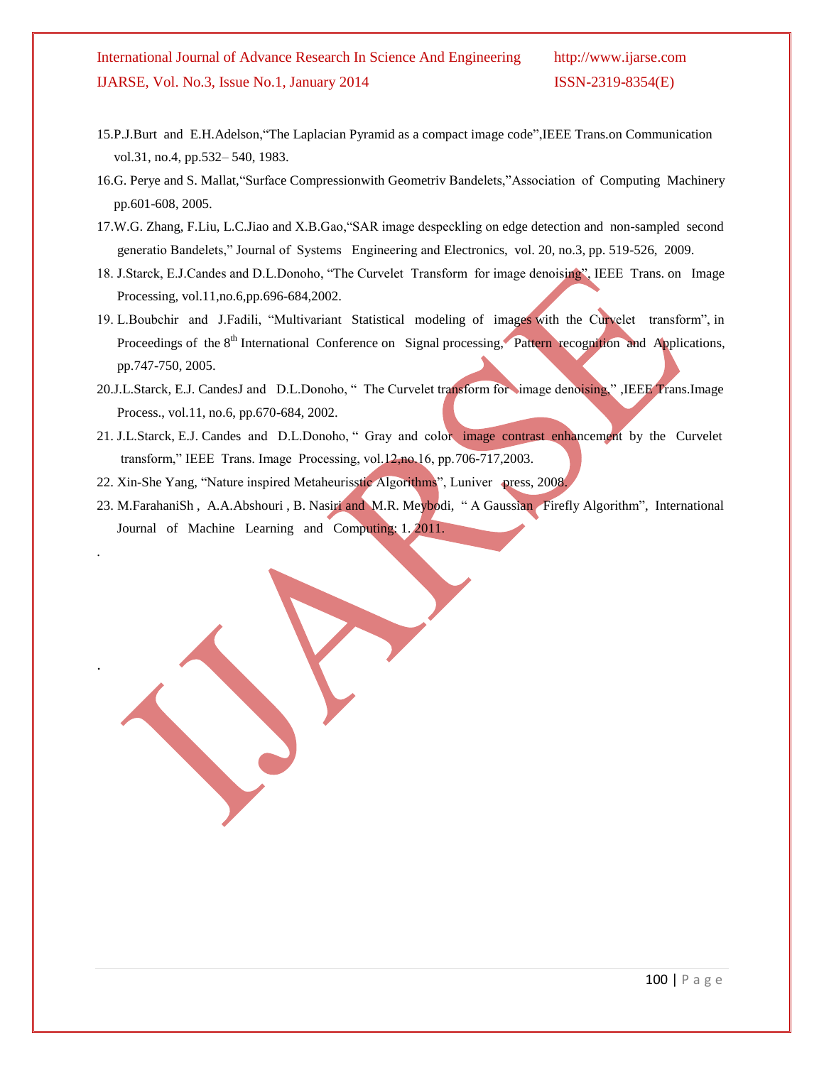15.P.J.Burt and E.H.Adelson,"The Laplacian Pyramid as a compact image code",IEEE Trans.on Communication vol.31, no.4, pp.532– 540, 1983.

16.G. Perye and S. Mallat,"Surface Compressionwith Geometriv Bandelets,"Association of Computing Machinery pp.601-608, 2005.

17.W.G. Zhang, F.Liu, L.C.Jiao and X.B.Gao,"SAR image despeckling on edge detection and non-sampled second generatio Bandelets," Journal of Systems Engineering and Electronics, vol. 20, no.3, pp. 519-526, 2009.

18. J.Starck, E.J.Candes and D.L.Donoho, "The Curvelet Transform for image denoising", IEEE Trans. on Image Processing, vol.11,no.6,pp.696-684,2002.

19. L.Boubchir and J.Fadili, "Multivariant Statistical modeling of images with the Curvelet transform", in Proceedings of the 8th International Conference on Signal processing, Pattern recognition and Applications, pp.747-750, 2005.

20.J.L.Starck, E.J. CandesJ and D.L.Donoho, " The Curvelet transform for image denoising," ,IEEE Trans.Image Process., vol.11, no.6, pp.670-684, 2002.

21. J.L.Starck, E.J. Candes and D.L.Donoho, " Gray and color image contrast enhancement by the Curvelet transform," IEEE Trans. Image Processing, vol.12,no.16, pp.706-717,2003.

22. Xin-She Yang, "Nature inspired Metaheurisstic Algorithms", Luniver press, 2008.

23. M.FarahaniSh , A.A.Abshouri , B. Nasiri and M.R. Meybodi, " A Gaussian Firefly Algorithm", International Journal of Machine Learning and Computing; 1. 2011.